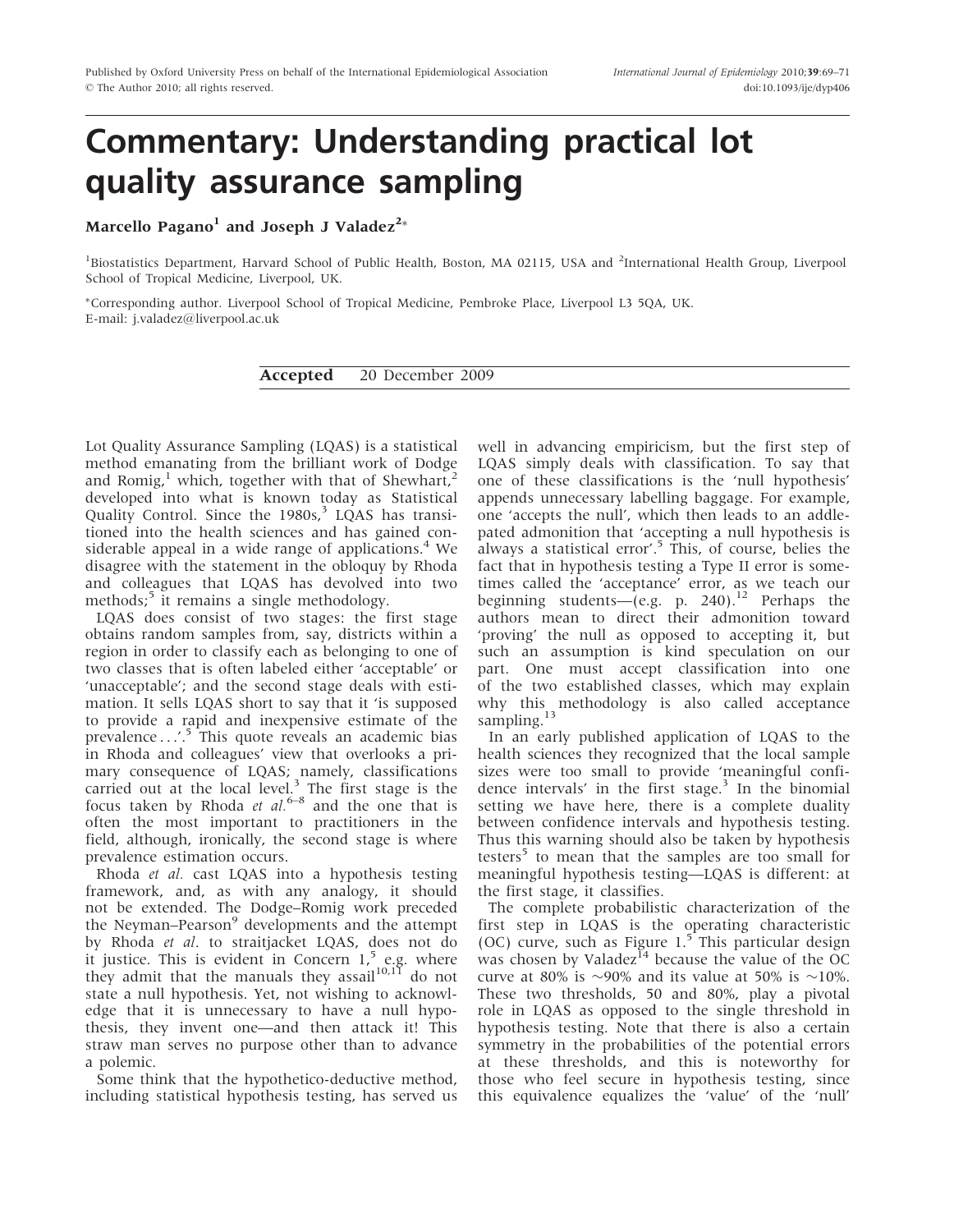# Commentary: Understanding practical lot quality assurance sampling

**Marcello Pagano**[1] **and Joseph J Valadez**[2]*

[1]Biostatistics Department, Harvard School of Public Health, Boston, MA 02115, USA and [2]International Health Group, Liverpool School of Tropical Medicine, Liverpool, UK.

*Corresponding author. Liverpool School of Tropical Medicine, Pembroke Place, Liverpool L3 5QA, UK. E-mail: j.valadez@liverpool.ac.uk

**Accepted** 20 December 2009

Lot Quality Assurance Sampling (LQAS) is a statistical method emanating from the brilliant work of Dodge and Romig,[1] which, together with that of Shewhart,[2] developed into what is known today as Statistical Quality Control. Since the 1980s,[3] LQAS has transitioned into the health sciences and has gained considerable appeal in a wide range of applications.[4] We disagree with the statement in the obloquy by Rhoda and colleagues that LQAS has devolved into two methods;[5] it remains a single methodology.

LQAS does consist of two stages: the first stage obtains random samples from, say, districts within a region in order to classify each as belonging to one of two classes that is often labeled either 'acceptable' or 'unacceptable'; and the second stage deals with estimation. It sells LQAS short to say that it 'is supposed to provide a rapid and inexpensive estimate of the prevalence . . .'.[5] This quote reveals an academic bias in Rhoda and colleagues' view that overlooks a primary consequence of LQAS; namely, classifications carried out at the local level.[3] The first stage is the focus taken by Rhoda *et al.*[6–8] and the one that is often the most important to practitioners in the field, although, ironically, the second stage is where prevalence estimation occurs.

Rhoda *et al.* cast LQAS into a hypothesis testing framework, and, as with any analogy, it should not be extended. The Dodge–Romig work preceded the Neyman–Pearson[9] developments and the attempt by Rhoda *et al*. to straitjacket LQAS, does not do it justice. This is evident in Concern 1,[5] e.g. where they admit that the manuals they assail[10,11] do not state a null hypothesis. Yet, not wishing to acknowledge that it is unnecessary to have a null hypothesis, they invent one—and then attack it! This straw man serves no purpose other than to advance a polemic.

Some think that the hypothetico-deductive method, including statistical hypothesis testing, has served us well in advancing empiricism, but the first step of LQAS simply deals with classification. To say that one of these classifications is the 'null hypothesis' appends unnecessary labelling baggage. For example, one 'accepts the null', which then leads to an addle-pated admonition that 'accepting a null hypothesis is always a statistical error'.[5] This, of course, belies the fact that in hypothesis testing a Type II error is sometimes called the 'acceptance' error, as we teach our beginning students—(e.g. p. 240).[12] Perhaps the authors mean to direct their admonition toward 'proving' the null as opposed to accepting it, but such an assumption is kind speculation on our part. One must accept classification into one of the two established classes, which may explain why this methodology is also called acceptance sampling.[13]

In an early published application of LQAS to the health sciences they recognized that the local sample sizes were too small to provide 'meaningful confidence intervals' in the first stage.[3] In the binomial setting we have here, there is a complete duality between confidence intervals and hypothesis testing. Thus this warning should also be taken by hypothesis testers[5] to mean that the samples are too small for meaningful hypothesis testing—LQAS is different: at the first stage, it classifies.

The complete probabilistic characterization of the first step in LQAS is the operating characteristic (OC) curve, such as Figure 1.[5] This particular design was chosen by Valadez[14] because the value of the OC curve at 80% is ~90% and its value at 50% is ~10%. These two thresholds, 50 and 80%, play a pivotal role in LQAS as opposed to the single threshold in hypothesis testing. Note that there is also a certain symmetry in the probabilities of the potential errors at these thresholds, and this is noteworthy for those who feel secure in hypothesis testing, since this equivalence equalizes the 'value' of the 'null'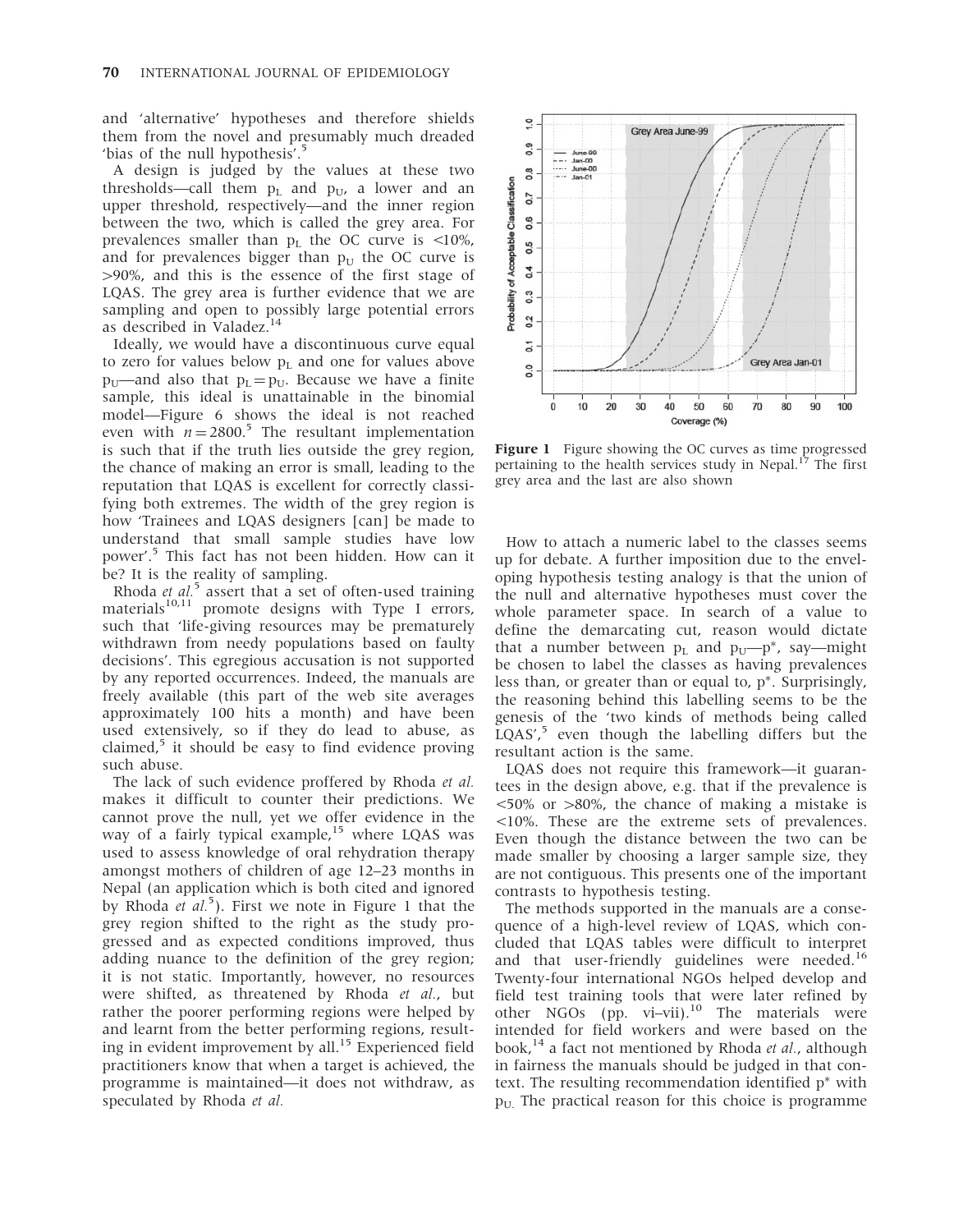and 'alternative' hypotheses and therefore shields them from the novel and presumably much dreaded 'bias of the null hypothesis'.[5]

A design is judged by the values at these two thresholds—call them $p_L$ and $p_U$, a lower and an upper threshold, respectively—and the inner region between the two, which is called the grey area. For prevalences smaller than $p_L$ the OC curve is <10%, and for prevalences bigger than $p_U$ the OC curve is >90%, and this is the essence of the first stage of LQAS. The grey area is further evidence that we are sampling and open to possibly large potential errors as described in Valadez.[14]

Ideally, we would have a discontinuous curve equal to zero for values below $p_L$ and one for values above $p_U$—and also that $p_L = p_U$. Because we have a finite sample, this ideal is unattainable in the binomial model—Figure 6 shows the ideal is not reached even with $n = 2800$.[5] The resultant implementation is such that if the truth lies outside the grey region, the chance of making an error is small, leading to the reputation that LQAS is excellent for correctly classifying both extremes. The width of the grey region is how 'Trainees and LQAS designers [can] be made to understand that small sample studies have low power'.[5] This fact has not been hidden. How can it be? It is the reality of sampling.

Rhoda *et al.*[5] assert that a set of often-used training materials[10,11] promote designs with Type I errors, such that 'life-giving resources may be prematurely withdrawn from needy populations based on faulty decisions'. This egregious accusation is not supported by any reported occurrences. Indeed, the manuals are freely available (this part of the web site averages approximately 100 hits a month) and have been used extensively, so if they do lead to abuse, as claimed,[5] it should be easy to find evidence proving such abuse.

The lack of such evidence proffered by Rhoda *et al.* makes it difficult to counter their predictions. We cannot prove the null, yet we offer evidence in the way of a fairly typical example,[15] where LQAS was used to assess knowledge of oral rehydration therapy amongst mothers of children of age 12–23 months in Nepal (an application which is both cited and ignored by Rhoda *et al.*[5]). First we note in Figure 1 that the grey region shifted to the right as the study progressed and as expected conditions improved, thus adding nuance to the definition of the grey region; it is not static. Importantly, however, no resources were shifted, as threatened by Rhoda *et al.*, but rather the poorer performing regions were helped by and learnt from the better performing regions, resulting in evident improvement by all.[15] Experienced field practitioners know that when a target is achieved, the programme is maintained—it does not withdraw, as speculated by Rhoda *et al.*

**Figure 1** Figure showing the OC curves as time progressed pertaining to the health services study in Nepal.[17] The first grey area and the last are also shown

How to attach a numeric label to the classes seems up for debate. A further imposition due to the enveloping hypothesis testing analogy is that the union of the null and alternative hypotheses must cover the whole parameter space. In search of a value to define the demarcating cut, reason would dictate that a number between $p_L$ and $p_U$—$p^*$, say—might be chosen to label the classes as having prevalences less than, or greater than or equal to, $p^*$. Surprisingly, the reasoning behind this labelling seems to be the genesis of the 'two kinds of methods being called LQAS',[5] even though the labelling differs but the resultant action is the same.

LQAS does not require this framework—it guarantees in the design above, e.g. that if the prevalence is <50% or >80%, the chance of making a mistake is <10%. These are the extreme sets of prevalences. Even though the distance between the two can be made smaller by choosing a larger sample size, they are not contiguous. This presents one of the important contrasts to hypothesis testing.

The methods supported in the manuals are a consequence of a high-level review of LQAS, which concluded that LQAS tables were difficult to interpret and that user-friendly guidelines were needed.[16] Twenty-four international NGOs helped develop and field test training tools that were later refined by other NGOs (pp. vi–vii).[10] The materials were intended for field workers and were based on the book,[14] a fact not mentioned by Rhoda *et al.*, although in fairness the manuals should be judged in that context. The resulting recommendation identified $p^*$ with $p_U$. The practical reason for this choice is programme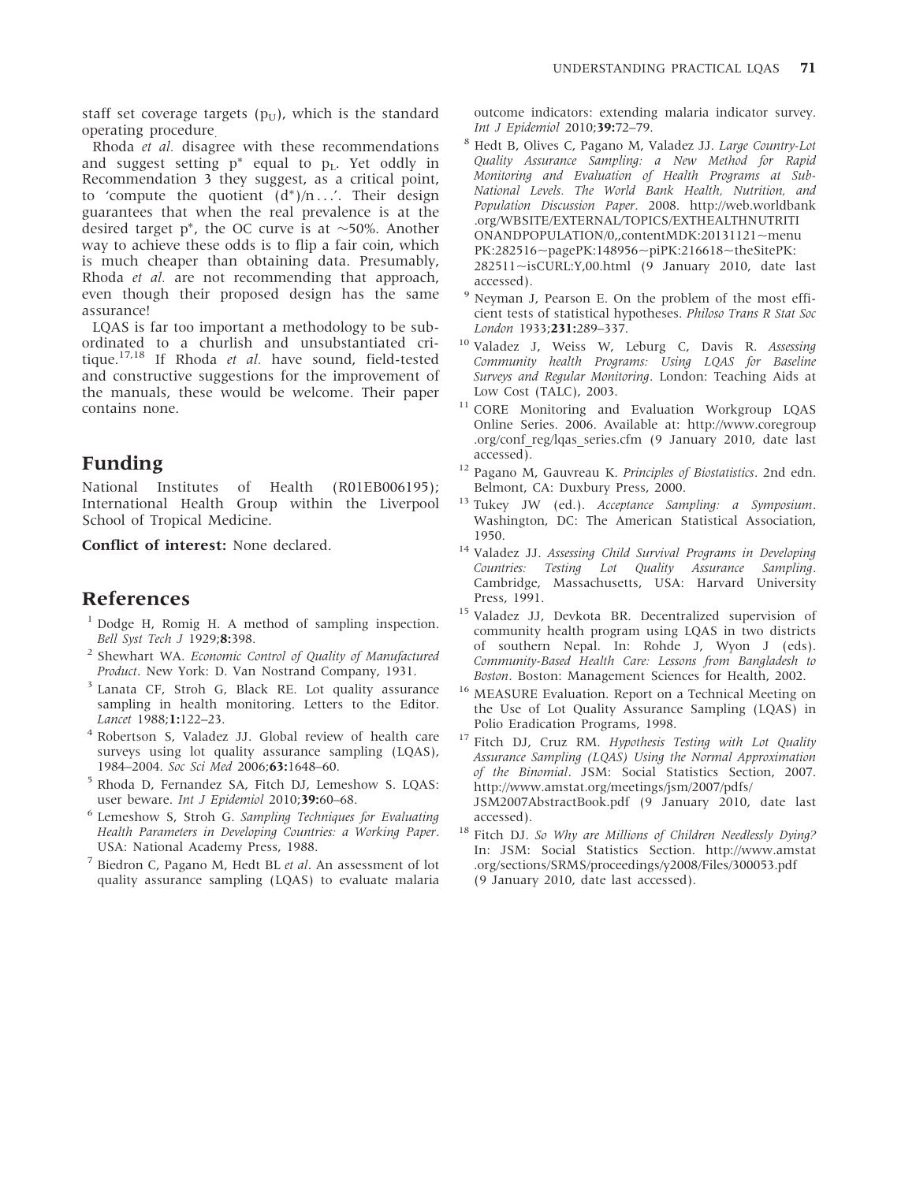staff set coverage targets ($p_U$), which is the standard operating procedure.

Rhoda *et al.* disagree with these recommendations and suggest setting $p^*$ equal to $p_L$. Yet oddly in Recommendation 3 they suggest, as a critical point, to 'compute the quotient $(d^*)/n$...'. Their design guarantees that when the real prevalence is at the desired target $p^*$, the OC curve is at ~50%. Another way to achieve these odds is to flip a fair coin, which is much cheaper than obtaining data. Presumably, Rhoda *et al.* are not recommending that approach, even though their proposed design has the same assurance!

LQAS is far too important a methodology to be subordinated to a churlish and unsubstantiated critique.[17,18] If Rhoda *et al.* have sound, field-tested and constructive suggestions for the improvement of the manuals, these would be welcome. Their paper contains none.

## Funding

National Institutes of Health (R01EB006195); International Health Group within the Liverpool School of Tropical Medicine.

**Conflict of interest:** None declared.

## References

1. Dodge H, Romig H. A method of sampling inspection. *Bell Syst Tech J* 1929;**8:**398.
2. Shewhart WA. *Economic Control of Quality of Manufactured Product*. New York: D. Van Nostrand Company, 1931.
3. Lanata CF, Stroh G, Black RE. Lot quality assurance sampling in health monitoring. Letters to the Editor. *Lancet* 1988;**1:**122–23.
4. Robertson S, Valadez JJ. Global review of health care surveys using lot quality assurance sampling (LQAS), 1984–2004. *Soc Sci Med* 2006;**63:**1648–60.
5. Rhoda D, Fernandez SA, Fitch DJ, Lemeshow S. LQAS: user beware. *Int J Epidemiol* 2010;**39:**60–68.
6. Lemeshow S, Stroh G. *Sampling Techniques for Evaluating Health Parameters in Developing Countries: a Working Paper*. USA: National Academy Press, 1988.
7. Biedron C, Pagano M, Hedt BL *et al*. An assessment of lot quality assurance sampling (LQAS) to evaluate malaria outcome indicators: extending malaria indicator survey. *Int J Epidemiol* 2010;**39:**72–79.
8. Hedt B, Olives C, Pagano M, Valadez JJ. *Large Country-Lot Quality Assurance Sampling: a New Method for Rapid Monitoring and Evaluation of Health Programs at Sub-National Levels. The World Bank Health, Nutrition, and Population Discussion Paper*. 2008. http://web.worldbank.org/WBSITE/EXTERNAL/TOPICS/EXTHEALTHNUTRITIONANDPOPULATION/0,,contentMDK:20131121~menuPK:282516~pagePK:148956~piPK:216618~theSitePK:282511~isCURL:Y,00.html (9 January 2010, date last accessed).
9. Neyman J, Pearson E. On the problem of the most efficient tests of statistical hypotheses. *Philoso Trans R Stat Soc London* 1933;**231:**289–337.
10. Valadez J, Weiss W, Leburg C, Davis R. *Assessing Community health Programs: Using LQAS for Baseline Surveys and Regular Monitoring*. London: Teaching Aids at Low Cost (TALC), 2003.
11. CORE Monitoring and Evaluation Workgroup LQAS Online Series. 2006. Available at: http://www.coregroup.org/conf_reg/lqas_series.cfm (9 January 2010, date last accessed).
12. Pagano M, Gauvreau K. *Principles of Biostatistics*. 2nd edn. Belmont, CA: Duxbury Press, 2000.
13. Tukey JW (ed.). *Acceptance Sampling: a Symposium*. Washington, DC: The American Statistical Association, 1950.
14. Valadez JJ. *Assessing Child Survival Programs in Developing Countries: Testing Lot Quality Assurance Sampling*. Cambridge, Massachusetts, USA: Harvard University Press, 1991.
15. Valadez JJ, Devkota BR. Decentralized supervision of community health program using LQAS in two districts of southern Nepal. In: Rohde J, Wyon J (eds). *Community-Based Health Care: Lessons from Bangladesh to Boston*. Boston: Management Sciences for Health, 2002.
16. MEASURE Evaluation. Report on a Technical Meeting on the Use of Lot Quality Assurance Sampling (LQAS) in Polio Eradication Programs, 1998.
17. Fitch DJ, Cruz RM. *Hypothesis Testing with Lot Quality Assurance Sampling (LQAS) Using the Normal Approximation of the Binomial*. JSM: Social Statistics Section, 2007. http://www.amstat.org/meetings/jsm/2007/pdfs/JSM2007AbstractBook.pdf (9 January 2010, date last accessed).
18. Fitch DJ. *So Why are Millions of Children Needlessly Dying?* In: JSM: Social Statistics Section. http://www.amstat.org/sections/SRMS/proceedings/y2008/Files/300053.pdf (9 January 2010, date last accessed).